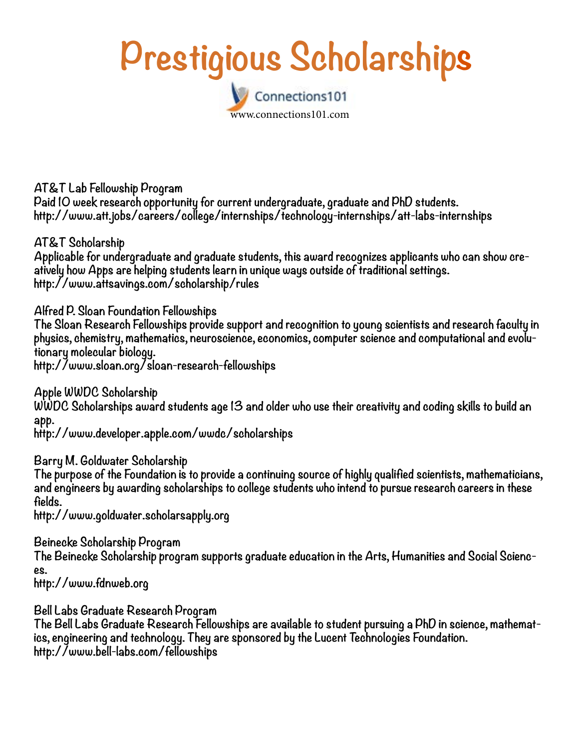# Prestigious Scholarships

Connections101

www.connections101.com

AT&T Lab Fellowship Program
Paid 10 week research opportunity for current undergraduate, graduate and PhD students.
http://www.att.jobs/careers/college/internships/technology-internships/att-labs-internships

AT&T Scholarship
Applicable for undergraduate and graduate students, this award recognizes applicants who can show creatively how Apps are helping students learn in unique ways outside of traditional settings.
http://www.attsavings.com/scholarship/rules

Alfred P. Sloan Foundation Fellowships
The Sloan Research Fellowships provide support and recognition to young scientists and research faculty in physics, chemistry, mathematics, neuroscience, economics, computer science and computational and evolutionary molecular biology.
http://www.sloan.org/sloan-research-fellowships

Apple WWDC Scholarship
WWDC Scholarships award students age 13 and older who use their creativity and coding skills to build an app.
http://www.developer.apple.com/wwdc/scholarships

Barry M. Goldwater Scholarship
The purpose of the Foundation is to provide a continuing source of highly qualified scientists, mathematicians, and engineers by awarding scholarships to college students who intend to pursue research careers in these fields.
http://www.goldwater.scholarsapply.org

Beinecke Scholarship Program
The Beinecke Scholarship program supports graduate education in the Arts, Humanities and Social Sciences.
http://www.fdnweb.org

Bell Labs Graduate Research Program
The Bell Labs Graduate Research Fellowships are available to student pursuing a PhD in science, mathematics, engineering and technology. They are sponsored by the Lucent Technologies Foundation.
http://www.bell-labs.com/fellowships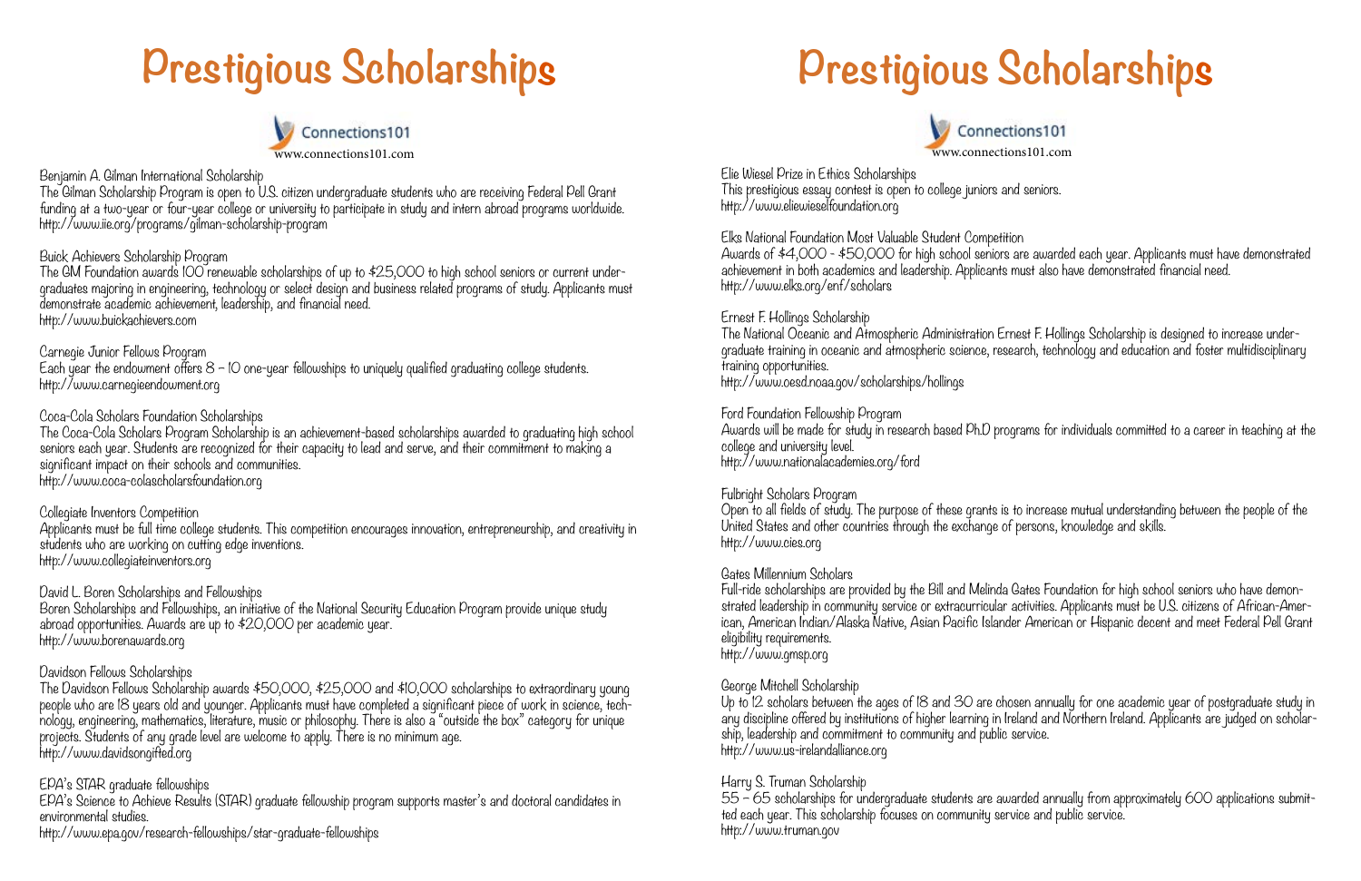# Prestigious Scholarships

Connections101
www.connections101.com

Benjamin A. Gilman International Scholarship
The Gilman Scholarship Program is open to U.S. citizen undergraduate students who are receiving Federal Pell Grant funding at a two-year or four-year college or university to participate in study and intern abroad programs worldwide.
http://www.iie.org/programs/gilman-scholarship-program

Buick Achievers Scholarship Program
The GM Foundation awards 100 renewable scholarships of up to $25,000 to high school seniors or current undergraduates majoring in engineering, technology or select design and business related programs of study. Applicants must demonstrate academic achievement, leadership, and financial need.
http://www.buickachievers.com

Carnegie Junior Fellows Program
Each year the endowment offers 8 – 10 one-year fellowships to uniquely qualified graduating college students.
http://www.carnegieendowment.org

Coca-Cola Scholars Foundation Scholarships
The Coca-Cola Scholars Program Scholarship is an achievement-based scholarships awarded to graduating high school seniors each year. Students are recognized for their capacity to lead and serve, and their commitment to making a significant impact on their schools and communities.
http://www.coca-colascholarsfoundation.org

Collegiate Inventors Competition
Applicants must be full time college students. This competition encourages innovation, entrepreneurship, and creativity in students who are working on cutting edge inventions.
http://www.collegiateinventors.org

David L. Boren Scholarships and Fellowships
Boren Scholarships and Fellowships, an initiative of the National Security Education Program provide unique study abroad opportunities. Awards are up to $20,000 per academic year.
http://www.borenawards.org

Davidson Fellows Scholarships
The Davidson Fellows Scholarship awards $50,000, $25,000 and $10,000 scholarships to extraordinary young people who are 18 years old and younger. Applicants must have completed a significant piece of work in science, technology, engineering, mathematics, literature, music or philosophy. There is also a "outside the box" category for unique projects. Students of any grade level are welcome to apply. There is no minimum age.
http://www.davidsongifted.org

EPA's STAR graduate fellowships
EPA's Science to Achieve Results (STAR) graduate fellowship program supports master's and doctoral candidates in environmental studies.
http://www.epa.gov/research-fellowships/star-graduate-fellowships

# Prestigious Scholarships

Connections101
www.connections101.com

Elie Wiesel Prize in Ethics Scholarships
This prestigious essay contest is open to college juniors and seniors.
http://www.eliewieselfoundation.org

Elks National Foundation Most Valuable Student Competition
Awards of $4,000 - $50,000 for high school seniors are awarded each year. Applicants must have demonstrated achievement in both academics and leadership. Applicants must also have demonstrated financial need.
http://www.elks.org/enf/scholars

Ernest F. Hollings Scholarship
The National Oceanic and Atmospheric Administration Ernest F. Hollings Scholarship is designed to increase undergraduate training in oceanic and atmospheric science, research, technology and education and foster multidisciplinary training opportunities.
http://www.oesd.noaa.gov/scholarships/hollings

Ford Foundation Fellowship Program
Awards will be made for study in research based Ph.D programs for individuals committed to a career in teaching at the college and university level.
http://www.nationalacademies.org/ford

Fulbright Scholars Program
Open to all fields of study. The purpose of these grants is to increase mutual understanding between the people of the United States and other countries through the exchange of persons, knowledge and skills.
http://www.cies.org

Gates Millennium Scholars
Full-ride scholarships are provided by the Bill and Melinda Gates Foundation for high school seniors who have demonstrated leadership in community service or extracurricular activities. Applicants must be U.S. citizens of African-American, American Indian/Alaska Native, Asian Pacific Islander American or Hispanic decent and meet Federal Pell Grant eligibility requirements.
http://www.gmsp.org

George Mitchell Scholarship
Up to 12 scholars between the ages of 18 and 30 are chosen annually for one academic year of postgraduate study in any discipline offered by institutions of higher learning in Ireland and Northern Ireland. Applicants are judged on scholarship, leadership and commitment to community and public service.
http://www.us-irelandalliance.org

Harry S. Truman Scholarship
55 – 65 scholarships for undergraduate students are awarded annually from approximately 600 applications submitted each year. This scholarship focuses on community service and public service.
http://www.truman.gov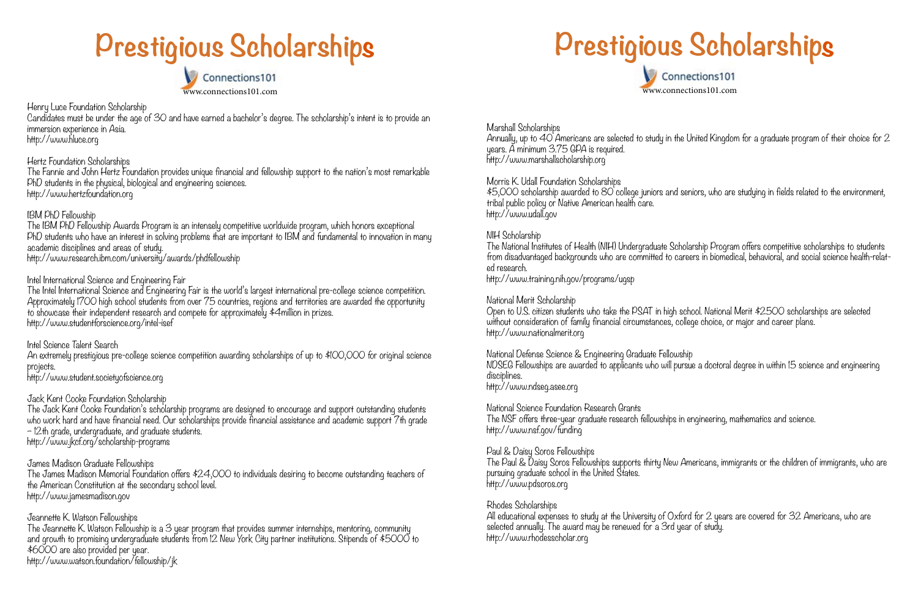# Prestigious Scholarships

Connections101
www.connections101.com

Henry Luce Foundation Scholarship
Candidates must be under the age of 30 and have earned a bachelor's degree. The scholarship's intent is to provide an immersion experience in Asia.
http://www.hluce.org

Hertz Foundation Scholarships
The Fannie and John Hertz Foundation provides unique financial and fellowship support to the nation's most remarkable PhD students in the physical, biological and engineering sciences.
http://www.hertzfoundation.org

IBM PhD Fellowship
The IBM PhD Fellowship Awards Program is an intensely competitive worldwide program, which honors exceptional PhD students who have an interest in solving problems that are important to IBM and fundamental to innovation in many academic disciplines and areas of study.
http://www.research.ibm.com/university/awards/phdfellowship

Intel International Science and Engineering Fair
The Intel International Science and Engineering Fair is the world's largest international pre-college science competition. Approximately 1700 high school students from over 75 countries, regions and territories are awarded the opportunity to showcase their independent research and compete for approximately $4million in prizes.
http://www.studentforscience.org/intel-isef

Intel Science Talent Search
An extremely prestigious pre-college science competition awarding scholarships of up to $100,000 for original science projects.
http://www.student.societyofscience.org

Jack Kent Cooke Foundation Scholarship
The Jack Kent Cooke Foundation's scholarship programs are designed to encourage and support outstanding students who work hard and have financial need. Our scholarships provide financial assistance and academic support 7th grade – 12th grade, undergraduate, and graduate students.
http://www.jkcf.org/scholarship-programs

James Madison Graduate Fellowships
The James Madison Memorial Foundation offers $24,000 to individuals desiring to become outstanding teachers of the American Constitution at the secondary school level.
http://www.jamesmadison.gov

Jeannette K. Watson Fellowships
The Jeannette K. Watson Fellowship is a 3 year program that provides summer internships, mentoring, community and growth to promising undergraduate students from 12 New York City partner institutions. Stipends of $5000 to $6000 are also provided per year.
http://www.watson.foundation/fellowship/jk

# Prestigious Scholarships

Connections101
www.connections101.com

Marshall Scholarships
Annually, up to 40 Americans are selected to study in the United Kingdom for a graduate program of their choice for 2 years. A minimum 3.75 GPA is required.
http://www.marshallscholarship.org

Morris K. Udall Foundation Scholarships
$5,000 scholarship awarded to 80 college juniors and seniors, who are studying in fields related to the environment, tribal public policy or Native American health care.
http://www.udall.gov

NIH Scholarship
The National Institutes of Health (NIH) Undergraduate Scholarship Program offers competitive scholarships to students from disadvantaged backgrounds who are committed to careers in biomedical, behavioral, and social science health-related research.
http://www.training.nih.gov/programs/ugsp

National Merit Scholarship
Open to U.S. citizen students who take the PSAT in high school. National Merit $2500 scholarships are selected without consideration of family financial circumstances, college choice, or major and career plans.
http://www.nationalmerit.org

National Defense Science & Engineering Graduate Fellowship
NDSEG Fellowships are awarded to applicants who will pursue a doctoral degree in within 15 science and engineering disciplines.
http://www.ndseg.asee.org

National Science Foundation Research Grants
The NSF offers three-year graduate research fellowships in engineering, mathematics and science.
http://www.nsf.gov/funding

Paul & Daisy Soros Fellowships
The Paul & Daisy Soros Fellowships supports thirty New Americans, immigrants or the children of immigrants, who are pursuing graduate school in the United States.
http://www.pdsoros.org

Rhodes Scholarships
All educational expenses to study at the University of Oxford for 2 years are covered for 32 Americans, who are selected annually. The award may be renewed for a 3rd year of study.
http://www.rhodesscholar.org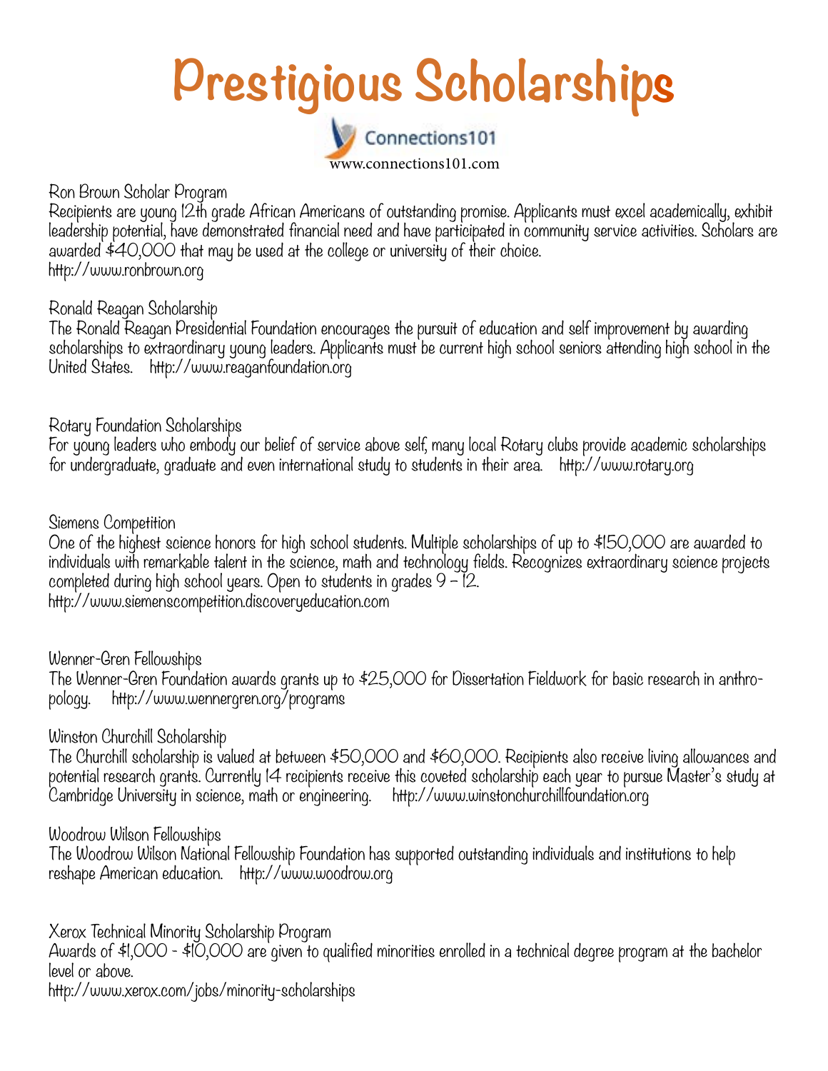# Prestigious Scholarships

Connections101

www.connections101.com

Ron Brown Scholar Program

Recipients are young 12th grade African Americans of outstanding promise. Applicants must excel academically, exhibit leadership potential, have demonstrated financial need and have participated in community service activities. Scholars are awarded $40,000 that may be used at the college or university of their choice.
http://www.ronbrown.org

Ronald Reagan Scholarship

The Ronald Reagan Presidential Foundation encourages the pursuit of education and self improvement by awarding scholarships to extraordinary young leaders. Applicants must be current high school seniors attending high school in the United States. http://www.reaganfoundation.org

Rotary Foundation Scholarships

For young leaders who embody our belief of service above self, many local Rotary clubs provide academic scholarships for undergraduate, graduate and even international study to students in their area. http://www.rotary.org

Siemens Competition

One of the highest science honors for high school students. Multiple scholarships of up to $150,000 are awarded to individuals with remarkable talent in the science, math and technology fields. Recognizes extraordinary science projects completed during high school years. Open to students in grades 9 – 12.
http://www.siemenscompetition.discoveryeducation.com

Wenner-Gren Fellowships

The Wenner-Gren Foundation awards grants up to $25,000 for Dissertation Fieldwork for basic research in anthropology. http://www.wennergren.org/programs

Winston Churchill Scholarship

The Churchill scholarship is valued at between $50,000 and $60,000. Recipients also receive living allowances and potential research grants. Currently 14 recipients receive this coveted scholarship each year to pursue Master's study at Cambridge University in science, math or engineering. http://www.winstonchurchillfoundation.org

Woodrow Wilson Fellowships

The Woodrow Wilson National Fellowship Foundation has supported outstanding individuals and institutions to help reshape American education. http://www.woodrow.org

Xerox Technical Minority Scholarship Program

Awards of $1,000 - $10,000 are given to qualified minorities enrolled in a technical degree program at the bachelor level or above.
http://www.xerox.com/jobs/minority-scholarships